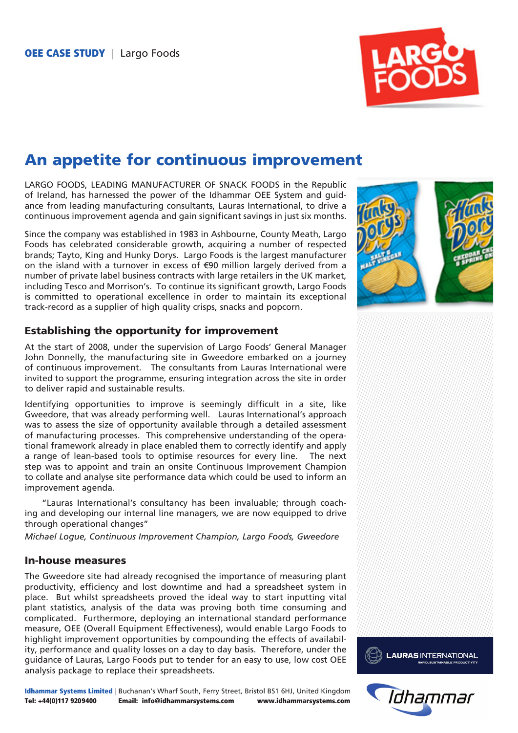**OEE CASE STUDY** | Largo Foods

# An appetite for continuous improvement

LARGO FOODS, LEADING MANUFACTURER OF SNACK FOODS in the Republic of Ireland, has harnessed the power of the Idhammar OEE System and guidance from leading manufacturing consultants, Lauras International, to drive a continuous improvement agenda and gain significant savings in just six months.

Since the company was established in 1983 in Ashbourne, County Meath, Largo Foods has celebrated considerable growth, acquiring a number of respected brands; Tayto, King and Hunky Dorys. Largo Foods is the largest manufacturer on the island with a turnover in excess of €90 million largely derived from a number of private label business contracts with large retailers in the UK market, including Tesco and Morrison's. To continue its significant growth, Largo Foods is committed to operational excellence in order to maintain its exceptional track-record as a supplier of high quality crisps, snacks and popcorn.

## Establishing the opportunity for improvement

At the start of 2008, under the supervision of Largo Foods' General Manager John Donnelly, the manufacturing site in Gweedore embarked on a journey of continuous improvement. The consultants from Lauras International were invited to support the programme, ensuring integration across the site in order to deliver rapid and sustainable results.

Identifying opportunities to improve is seemingly difficult in a site, like Gweedore, that was already performing well. Lauras International's approach was to assess the size of opportunity available through a detailed assessment of manufacturing processes. This comprehensive understanding of the operational framework already in place enabled them to correctly identify and apply a range of lean-based tools to optimise resources for every line. The next step was to appoint and train an onsite Continuous Improvement Champion to collate and analyse site performance data which could be used to inform an improvement agenda.

"Lauras International's consultancy has been invaluable; through coaching and developing our internal line managers, we are now equipped to drive through operational changes"

*Michael Logue, Continuous Improvement Champion, Largo Foods, Gweedore*

## In-house measures

The Gweedore site had already recognised the importance of measuring plant productivity, efficiency and lost downtime and had a spreadsheet system in place. But whilst spreadsheets proved the ideal way to start inputting vital plant statistics, analysis of the data was proving both time consuming and complicated. Furthermore, deploying an international standard performance measure, OEE (Overall Equipment Effectiveness), would enable Largo Foods to highlight improvement opportunities by compounding the effects of availability, performance and quality losses on a day to day basis. Therefore, under the guidance of Lauras, Largo Foods put to tender for an easy to use, low cost OEE analysis package to replace their spreadsheets.

**Idhammar Systems Limited** | Buchanan's Wharf South, Ferry Street, Bristol BS1 6HJ, United Kingdom
**Tel: +44(0)117 9209400** **Email: info@idhammarsystems.com** **www.idhammarsystems.com**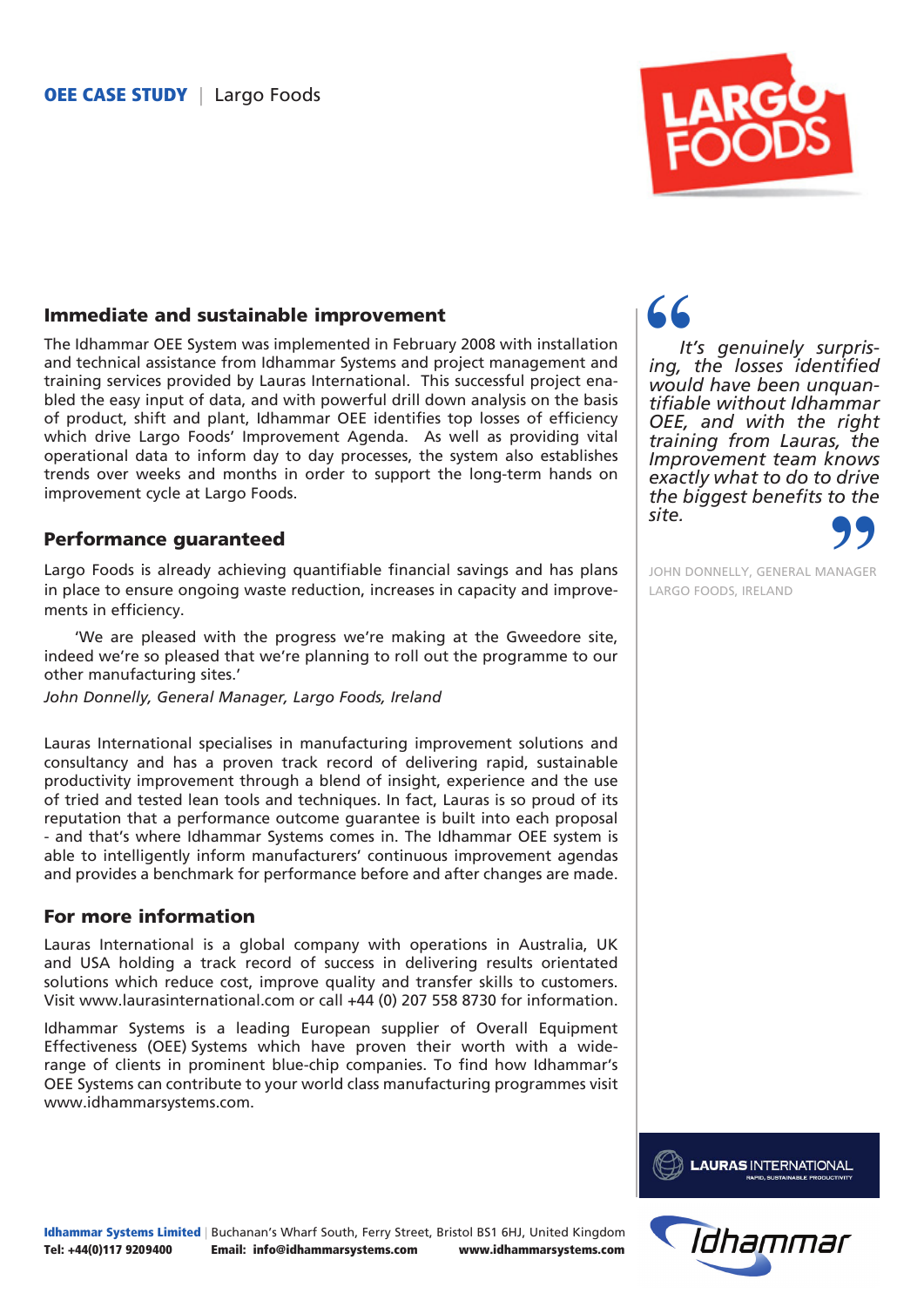**OEE CASE STUDY** | Largo Foods

## Immediate and sustainable improvement

The Idhammar OEE System was implemented in February 2008 with installation and technical assistance from Idhammar Systems and project management and training services provided by Lauras International. This successful project enabled the easy input of data, and with powerful drill down analysis on the basis of product, shift and plant, Idhammar OEE identifies top losses of efficiency which drive Largo Foods' Improvement Agenda. As well as providing vital operational data to inform day to day processes, the system also establishes trends over weeks and months in order to support the long-term hands on improvement cycle at Largo Foods.

## Performance guaranteed

Largo Foods is already achieving quantifiable financial savings and has plans in place to ensure ongoing waste reduction, increases in capacity and improvements in efficiency.

'We are pleased with the progress we're making at the Gweedore site, indeed we're so pleased that we're planning to roll out the programme to our other manufacturing sites.'

*John Donnelly, General Manager, Largo Foods, Ireland*

Lauras International specialises in manufacturing improvement solutions and consultancy and has a proven track record of delivering rapid, sustainable productivity improvement through a blend of insight, experience and the use of tried and tested lean tools and techniques. In fact, Lauras is so proud of its reputation that a performance outcome guarantee is built into each proposal - and that's where Idhammar Systems comes in. The Idhammar OEE system is able to intelligently inform manufacturers' continuous improvement agendas and provides a benchmark for performance before and after changes are made.

## For more information

Lauras International is a global company with operations in Australia, UK and USA holding a track record of success in delivering results orientated solutions which reduce cost, improve quality and transfer skills to customers. Visit www.laurasinternational.com or call +44 (0) 207 558 8730 for information.

Idhammar Systems is a leading European supplier of Overall Equipment Effectiveness (OEE) Systems which have proven their worth with a wide-range of clients in prominent blue-chip companies. To find how Idhammar's OEE Systems can contribute to your world class manufacturing programmes visit www.idhammarsystems.com.

> *"It's genuinely surprising, the losses identified would have been unquantifiable without Idhammar OEE, and with the right training from Lauras, the Improvement team knows exactly what to do to drive the biggest benefits to the site."*

JOHN DONNELLY, GENERAL MANAGER
LARGO FOODS, IRELAND

**Idhammar Systems Limited** | Buchanan's Wharf South, Ferry Street, Bristol BS1 6HJ, United Kingdom
**Tel: +44(0)117 9209400** **Email: info@idhammarsystems.com** **www.idhammarsystems.com**